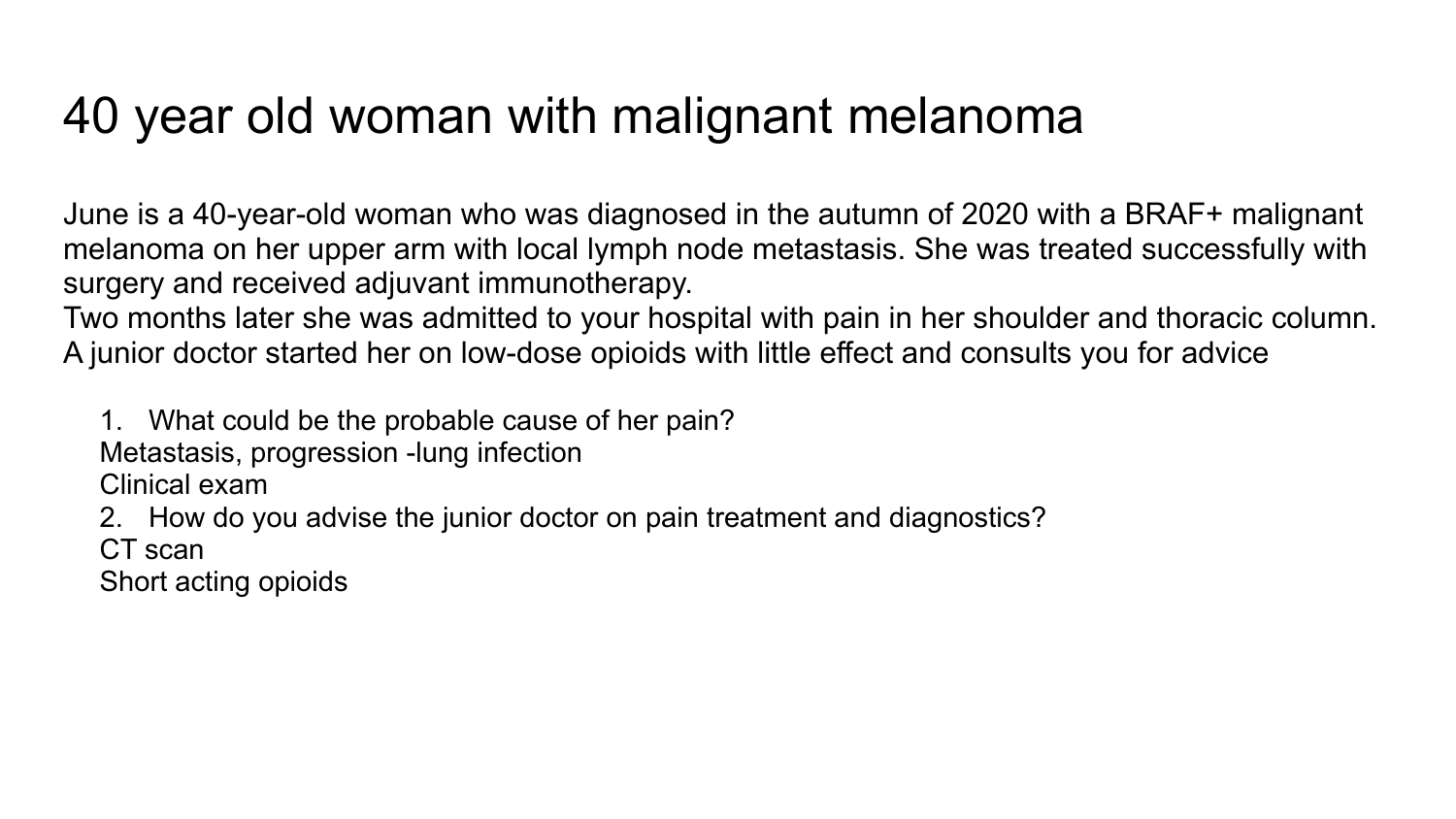# 40 year old woman with malignant melanoma

June is a 40-year-old woman who was diagnosed in the autumn of 2020 with a BRAF+ malignant melanoma on her upper arm with local lymph node metastasis. She was treated successfully with surgery and received adjuvant immunotherapy.
Two months later she was admitted to your hospital with pain in her shoulder and thoracic column. A junior doctor started her on low-dose opioids with little effect and consults you for advice

1. What could be the probable cause of her pain?

   Metastasis, progression -lung infection

   Clinical exam

2. How do you advise the junior doctor on pain treatment and diagnostics?

   CT scan

   Short acting opioids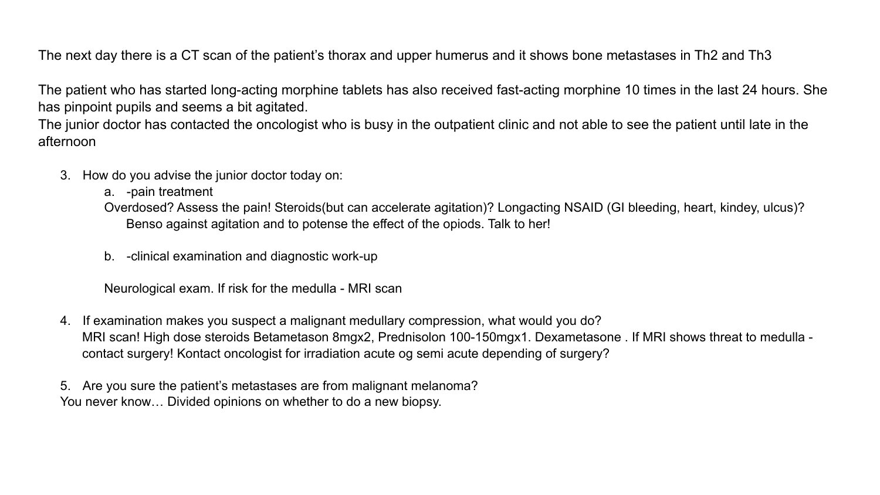The next day there is a CT scan of the patient's thorax and upper humerus and it shows bone metastases in Th2 and Th3

The patient who has started long-acting morphine tablets has also received fast-acting morphine 10 times in the last 24 hours. She has pinpoint pupils and seems a bit agitated.
The junior doctor has contacted the oncologist who is busy in the outpatient clinic and not able to see the patient until late in the afternoon

3. How do you advise the junior doctor today on:
   a. -pain treatment
   Overdosed? Assess the pain! Steroids(but can accelerate agitation)? Longacting NSAID (GI bleeding, heart, kindey, ulcus)? Benso against agitation and to potense the effect of the opiods. Talk to her!

   b. -clinical examination and diagnostic work-up

   Neurological exam. If risk for the medulla - MRI scan

4. If examination makes you suspect a malignant medullary compression, what would you do?
   MRI scan! High dose steroids Betametason 8mgx2, Prednisolon 100-150mgx1. Dexametasone . If MRI shows threat to medulla - contact surgery! Kontact oncologist for irradiation acute og semi acute depending of surgery?

5. Are you sure the patient's metastases are from malignant melanoma?
You never know… Divided opinions on whether to do a new biopsy.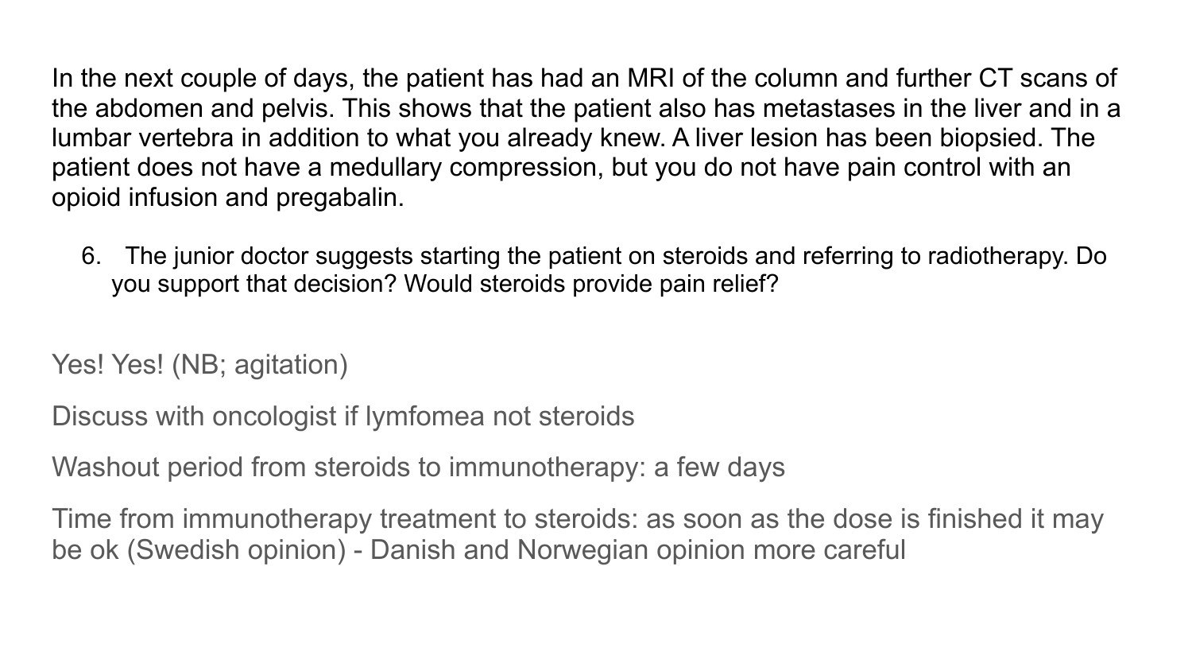In the next couple of days, the patient has had an MRI of the column and further CT scans of the abdomen and pelvis. This shows that the patient also has metastases in the liver and in a lumbar vertebra in addition to what you already knew. A liver lesion has been biopsied. The patient does not have a medullary compression, but you do not have pain control with an opioid infusion and pregabalin.

6. The junior doctor suggests starting the patient on steroids and referring to radiotherapy. Do you support that decision? Would steroids provide pain relief?

Yes! Yes! (NB; agitation)

Discuss with oncologist if lymfomea not steroids

Washout period from steroids to immunotherapy: a few days

Time from immunotherapy treatment to steroids: as soon as the dose is finished it may be ok (Swedish opinion) - Danish and Norwegian opinion more careful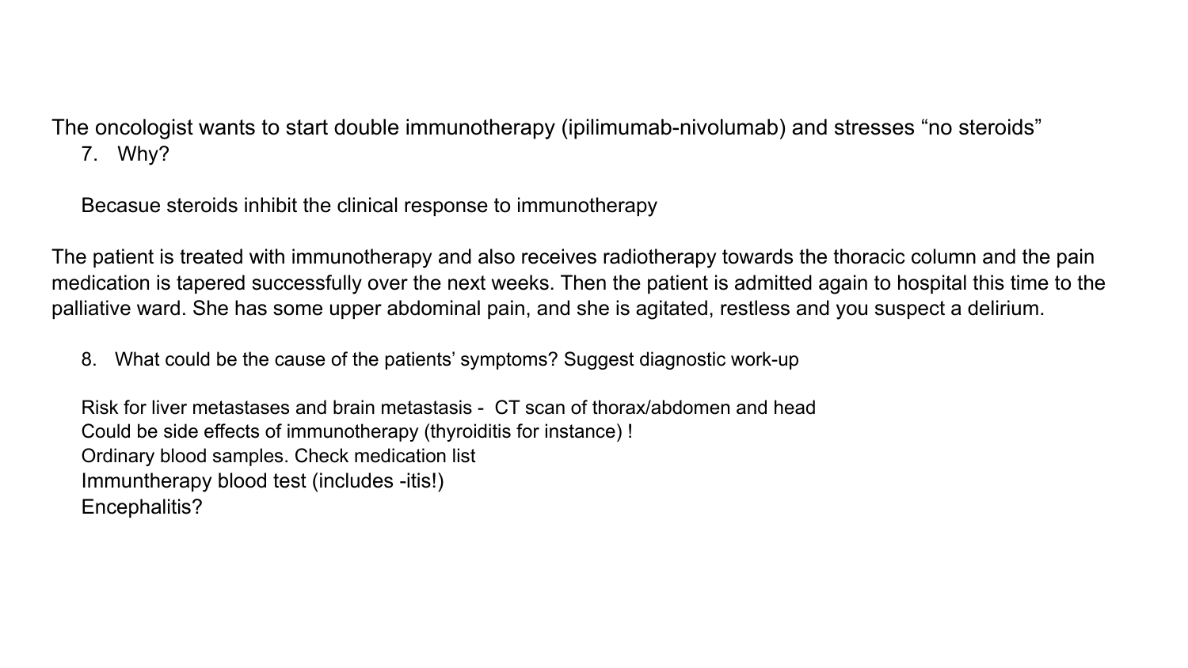The oncologist wants to start double immunotherapy (ipilimumab-nivolumab) and stresses "no steroids"

7. Why?

   Becasue steroids inhibit the clinical response to immunotherapy

The patient is treated with immunotherapy and also receives radiotherapy towards the thoracic column and the pain medication is tapered successfully over the next weeks. Then the patient is admitted again to hospital this time to the palliative ward. She has some upper abdominal pain, and she is agitated, restless and you suspect a delirium.

8. What could be the cause of the patients' symptoms? Suggest diagnostic work-up

   Risk for liver metastases and brain metastasis - CT scan of thorax/abdomen and head
   Could be side effects of immunotherapy (thyroiditis for instance) !
   Ordinary blood samples. Check medication list
   Immuntherapy blood test (includes -itis!)
   Encephalitis?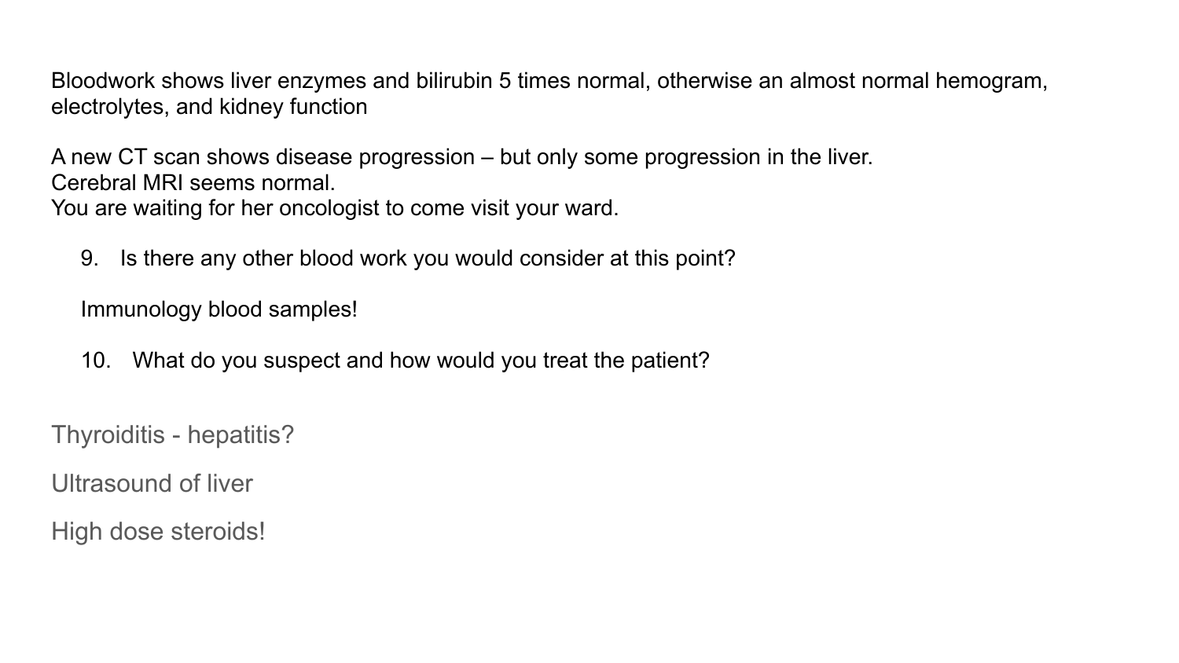Bloodwork shows liver enzymes and bilirubin 5 times normal, otherwise an almost normal hemogram, electrolytes, and kidney function

A new CT scan shows disease progression – but only some progression in the liver.
Cerebral MRI seems normal.
You are waiting for her oncologist to come visit your ward.

9. Is there any other blood work you would consider at this point?

   Immunology blood samples!

10. What do you suspect and how would you treat the patient?

Thyroiditis - hepatitis?

Ultrasound of liver

High dose steroids!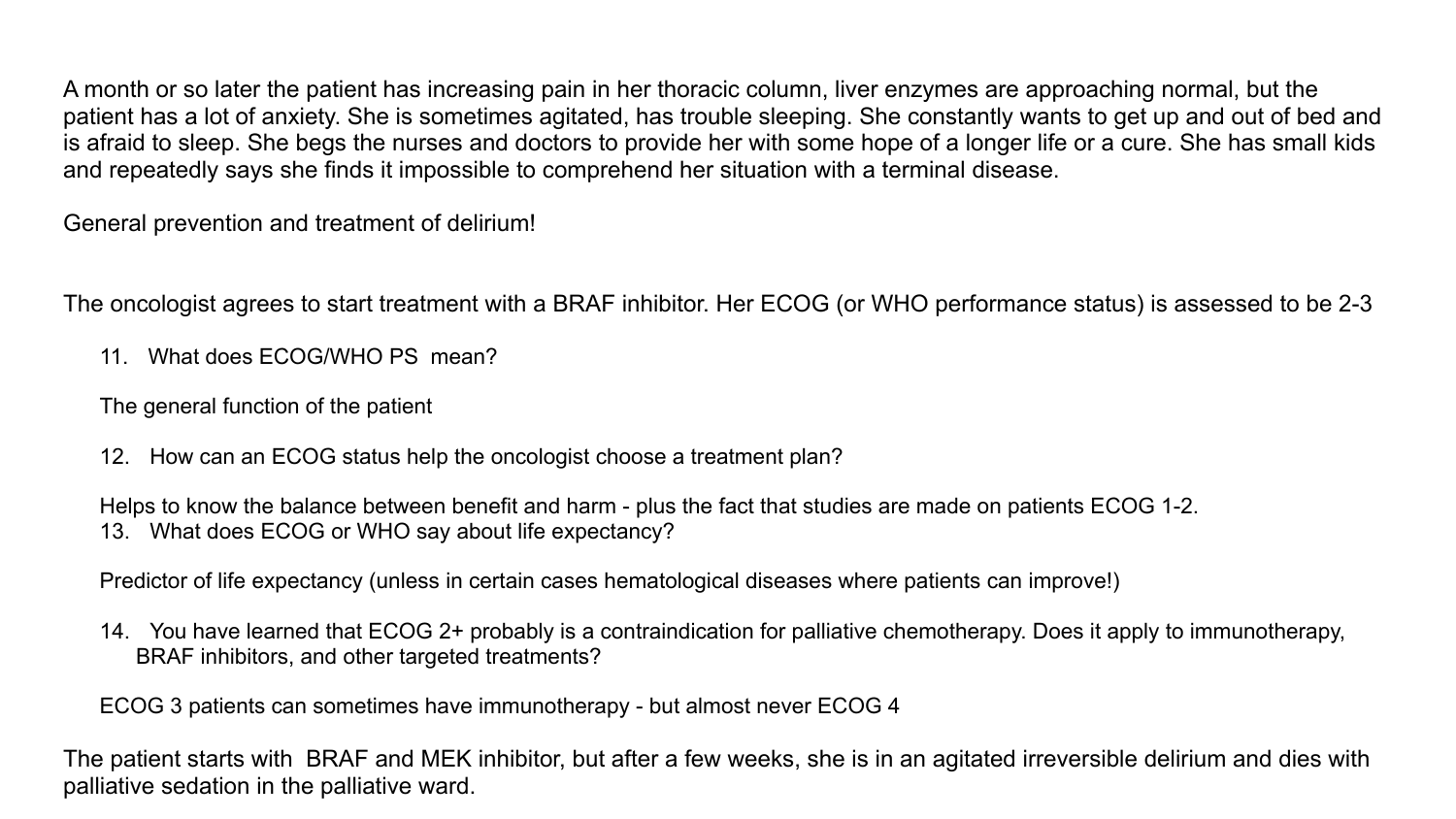A month or so later the patient has increasing pain in her thoracic column, liver enzymes are approaching normal, but the patient has a lot of anxiety. She is sometimes agitated, has trouble sleeping. She constantly wants to get up and out of bed and is afraid to sleep. She begs the nurses and doctors to provide her with some hope of a longer life or a cure. She has small kids and repeatedly says she finds it impossible to comprehend her situation with a terminal disease.

General prevention and treatment of delirium!

The oncologist agrees to start treatment with a BRAF inhibitor. Her ECOG (or WHO performance status) is assessed to be 2-3

11. What does ECOG/WHO PS mean?

    The general function of the patient

12. How can an ECOG status help the oncologist choose a treatment plan?

    Helps to know the balance between benefit and harm - plus the fact that studies are made on patients ECOG 1-2.

13. What does ECOG or WHO say about life expectancy?

    Predictor of life expectancy (unless in certain cases hematological diseases where patients can improve!)

14. You have learned that ECOG 2+ probably is a contraindication for palliative chemotherapy. Does it apply to immunotherapy, BRAF inhibitors, and other targeted treatments?

    ECOG 3 patients can sometimes have immunotherapy - but almost never ECOG 4

The patient starts with BRAF and MEK inhibitor, but after a few weeks, she is in an agitated irreversible delirium and dies with palliative sedation in the palliative ward.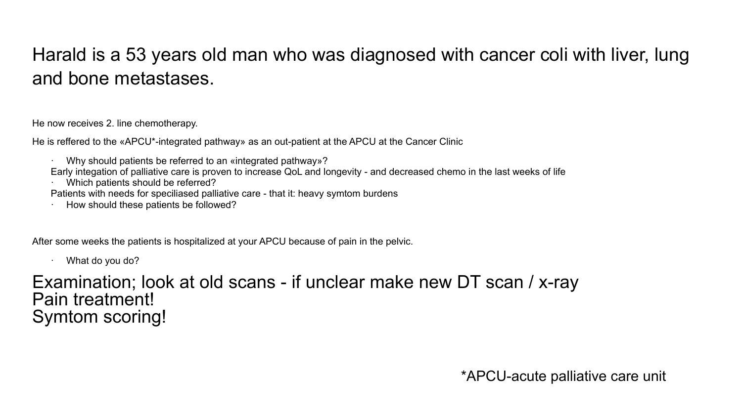# Harald is a 53 years old man who was diagnosed with cancer coli with liver, lung and bone metastases.

He now receives 2. line chemotherapy.

He is reffered to the «APCU*-integrated pathway» as an out-patient at the APCU at the Cancer Clinic

- Why should patients be referred to an «integrated pathway»?

  Early integation of palliative care is proven to increase QoL and longevity - and decreased chemo in the last weeks of life

- Which patients should be referred?

  Patients with needs for speciliased palliative care - that it: heavy symtom burdens

- How should these patients be followed?

After some weeks the patients is hospitalized at your APCU because of pain in the pelvic.

- What do you do?

## Examination; look at old scans - if unclear make new DT scan / x-ray
## Pain treatment!
## Symtom scoring!

*APCU-acute palliative care unit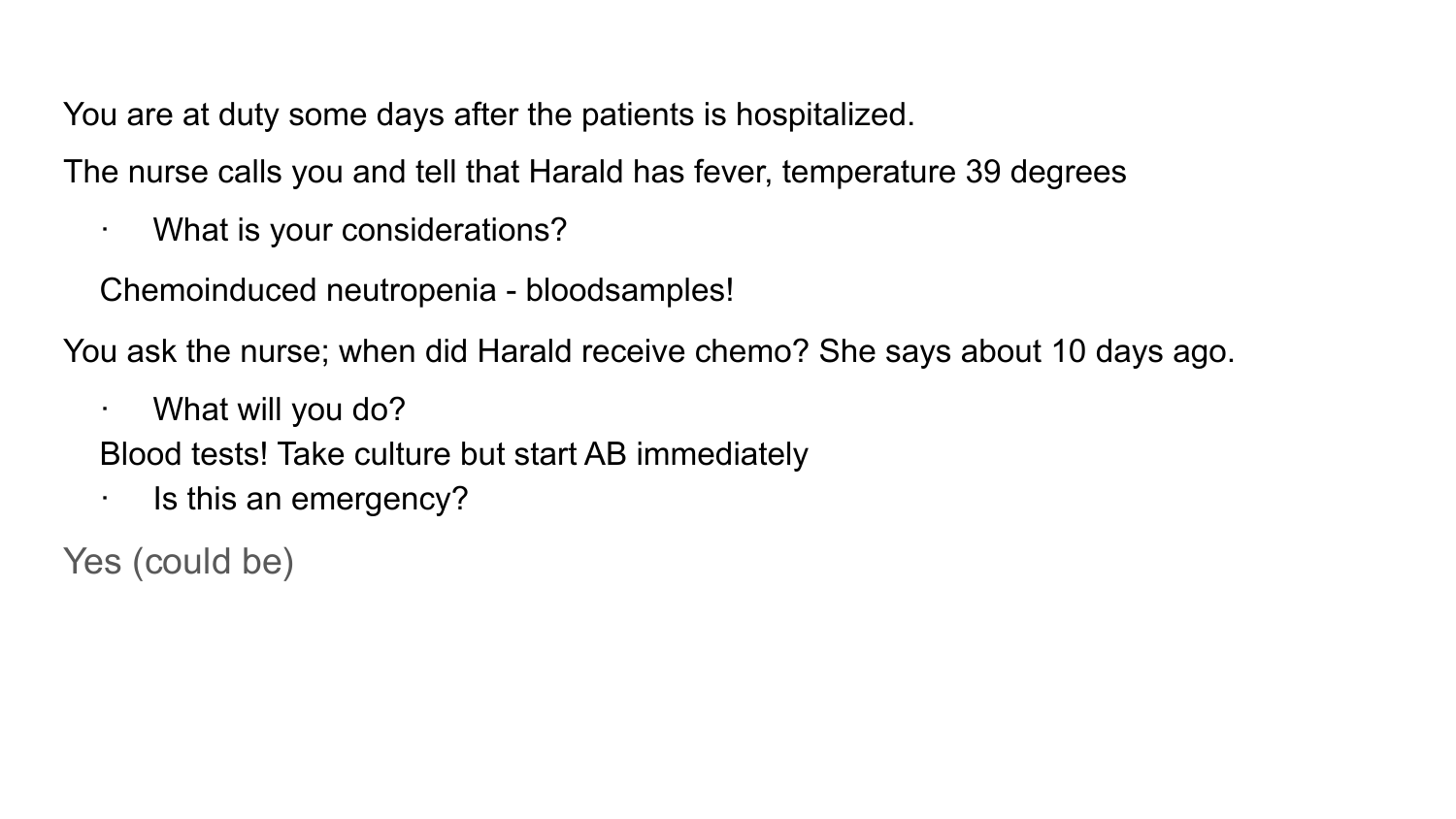You are at duty some days after the patients is hospitalized.

The nurse calls you and tell that Harald has fever, temperature 39 degrees

- What is your considerations?

  Chemoinduced neutropenia - bloodsamples!

You ask the nurse; when did Harald receive chemo? She says about 10 days ago.

- What will you do?

  Blood tests! Take culture but start AB immediately

- Is this an emergency?

Yes (could be)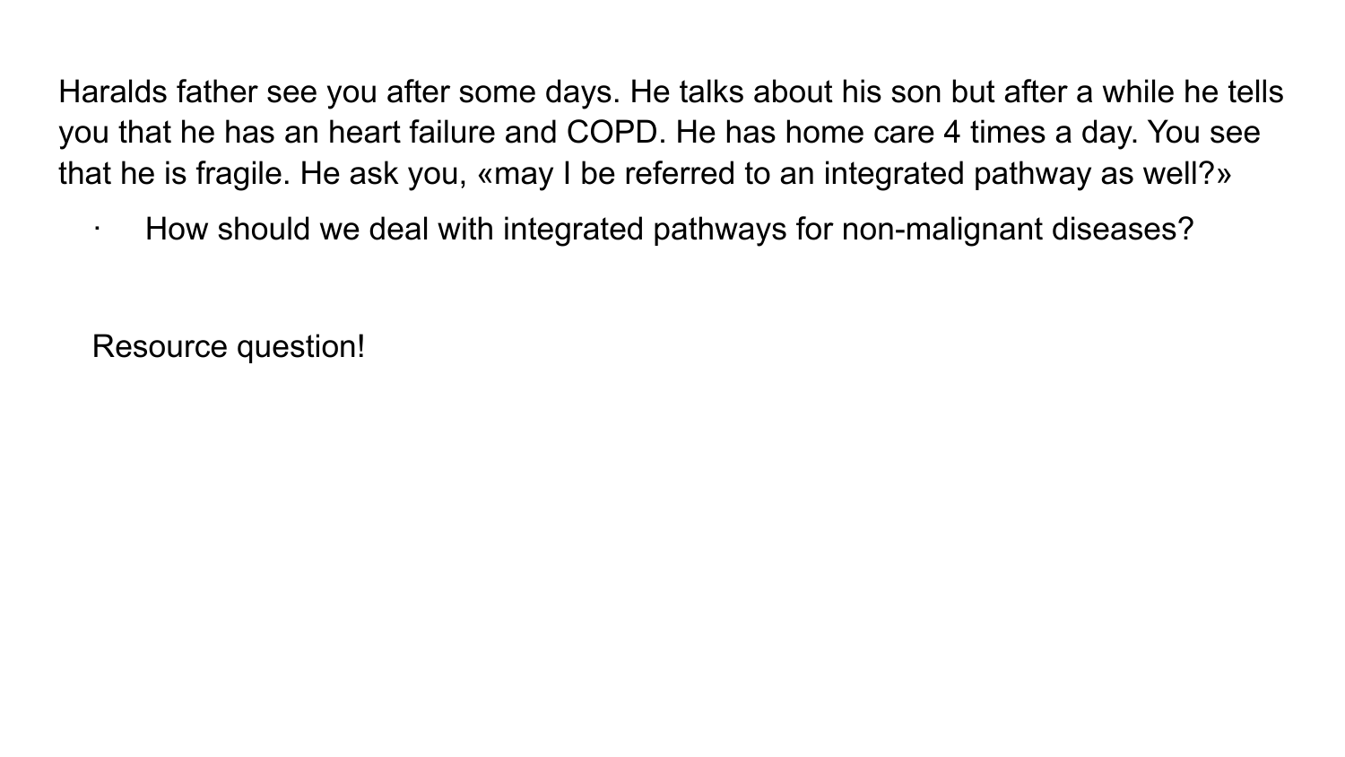Haralds father see you after some days. He talks about his son but after a while he tells you that he has an heart failure and COPD. He has home care 4 times a day. You see that he is fragile. He ask you, «may I be referred to an integrated pathway as well?»

- How should we deal with integrated pathways for non-malignant diseases?

Resource question!